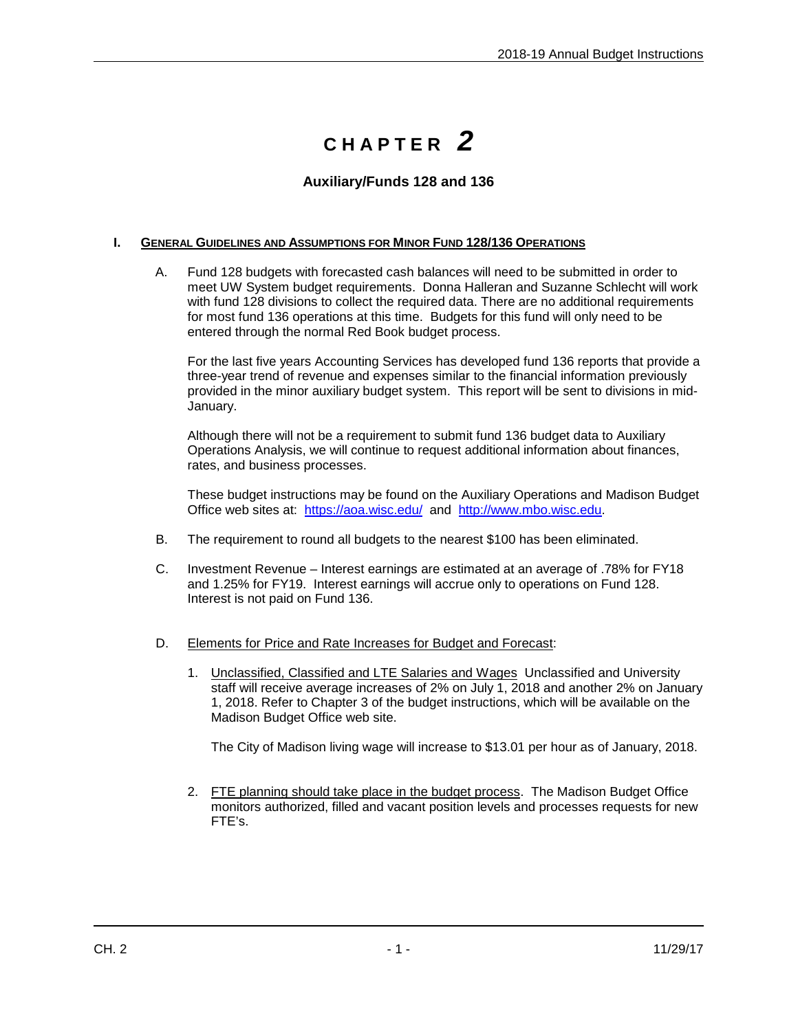# CHAPTER *2*

## Auxiliary/Funds 128 and 136

### I. GENERAL GUIDELINES AND ASSUMPTIONS FOR MINOR FUND 128/136 OPERATIONS

A. Fund 128 budgets with forecasted cash balances will need to be submitted in order to meet UW System budget requirements. Donna Halleran and Suzanne Schlecht will work with fund 128 divisions to collect the required data. There are no additional requirements for most fund 136 operations at this time. Budgets for this fund will only need to be entered through the normal Red Book budget process.

For the last five years Accounting Services has developed fund 136 reports that provide a three-year trend of revenue and expenses similar to the financial information previously provided in the minor auxiliary budget system. This report will be sent to divisions in mid-January.

Although there will not be a requirement to submit fund 136 budget data to Auxiliary Operations Analysis, we will continue to request additional information about finances, rates, and business processes.

These budget instructions may be found on the Auxiliary Operations and Madison Budget Office web sites at: https://aoa.wisc.edu/ and http://www.mbo.wisc.edu.

B. The requirement to round all budgets to the nearest $100 has been eliminated.

C. Investment Revenue – Interest earnings are estimated at an average of .78% for FY18 and 1.25% for FY19. Interest earnings will accrue only to operations on Fund 128. Interest is not paid on Fund 136.

D. Elements for Price and Rate Increases for Budget and Forecast:

1. Unclassified, Classified and LTE Salaries and Wages Unclassified and University staff will receive average increases of 2% on July 1, 2018 and another 2% on January 1, 2018. Refer to Chapter 3 of the budget instructions, which will be available on the Madison Budget Office web site.

   The City of Madison living wage will increase to $13.01 per hour as of January, 2018.

2. FTE planning should take place in the budget process. The Madison Budget Office monitors authorized, filled and vacant position levels and processes requests for new FTE's.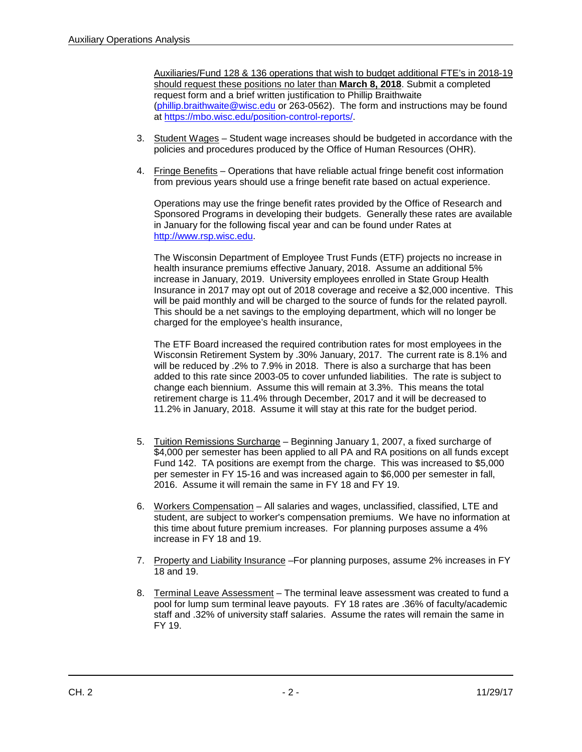Auxiliaries/Fund 128 & 136 operations that wish to budget additional FTE's in 2018-19 should request these positions no later than **March 8, 2018**. Submit a completed request form and a brief written justification to Phillip Braithwaite (phillip.braithwaite@wisc.edu or 263-0562). The form and instructions may be found at https://mbo.wisc.edu/position-control-reports/.

3. Student Wages – Student wage increases should be budgeted in accordance with the policies and procedures produced by the Office of Human Resources (OHR).

4. Fringe Benefits – Operations that have reliable actual fringe benefit cost information from previous years should use a fringe benefit rate based on actual experience.

   Operations may use the fringe benefit rates provided by the Office of Research and Sponsored Programs in developing their budgets. Generally these rates are available in January for the following fiscal year and can be found under Rates at http://www.rsp.wisc.edu.

   The Wisconsin Department of Employee Trust Funds (ETF) projects no increase in health insurance premiums effective January, 2018. Assume an additional 5% increase in January, 2019. University employees enrolled in State Group Health Insurance in 2017 may opt out of 2018 coverage and receive a $2,000 incentive. This will be paid monthly and will be charged to the source of funds for the related payroll. This should be a net savings to the employing department, which will no longer be charged for the employee's health insurance,

   The ETF Board increased the required contribution rates for most employees in the Wisconsin Retirement System by .30% January, 2017. The current rate is 8.1% and will be reduced by .2% to 7.9% in 2018. There is also a surcharge that has been added to this rate since 2003-05 to cover unfunded liabilities. The rate is subject to change each biennium. Assume this will remain at 3.3%. This means the total retirement charge is 11.4% through December, 2017 and it will be decreased to 11.2% in January, 2018. Assume it will stay at this rate for the budget period.

5. Tuition Remissions Surcharge – Beginning January 1, 2007, a fixed surcharge of $4,000 per semester has been applied to all PA and RA positions on all funds except Fund 142. TA positions are exempt from the charge. This was increased to $5,000 per semester in FY 15-16 and was increased again to $6,000 per semester in fall, 2016. Assume it will remain the same in FY 18 and FY 19.

6. Workers Compensation – All salaries and wages, unclassified, classified, LTE and student, are subject to worker's compensation premiums. We have no information at this time about future premium increases. For planning purposes assume a 4% increase in FY 18 and 19.

7. Property and Liability Insurance –For planning purposes, assume 2% increases in FY 18 and 19.

8. Terminal Leave Assessment – The terminal leave assessment was created to fund a pool for lump sum terminal leave payouts. FY 18 rates are .36% of faculty/academic staff and .32% of university staff salaries. Assume the rates will remain the same in FY 19.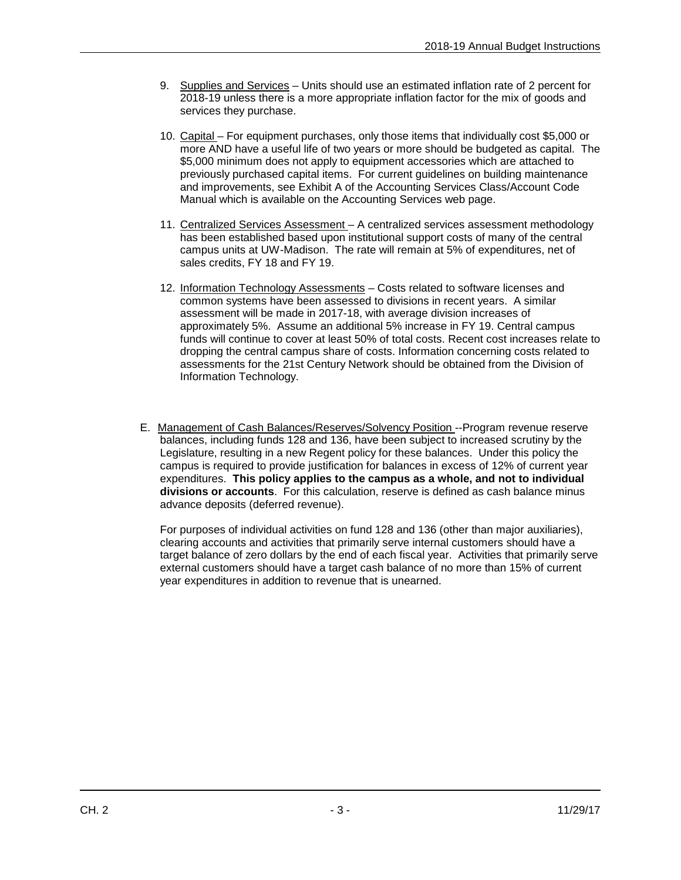9. Supplies and Services – Units should use an estimated inflation rate of 2 percent for 2018-19 unless there is a more appropriate inflation factor for the mix of goods and services they purchase.

10. Capital – For equipment purchases, only those items that individually cost $5,000 or more AND have a useful life of two years or more should be budgeted as capital. The $5,000 minimum does not apply to equipment accessories which are attached to previously purchased capital items. For current guidelines on building maintenance and improvements, see Exhibit A of the Accounting Services Class/Account Code Manual which is available on the Accounting Services web page.

11. Centralized Services Assessment – A centralized services assessment methodology has been established based upon institutional support costs of many of the central campus units at UW-Madison. The rate will remain at 5% of expenditures, net of sales credits, FY 18 and FY 19.

12. Information Technology Assessments – Costs related to software licenses and common systems have been assessed to divisions in recent years. A similar assessment will be made in 2017-18, with average division increases of approximately 5%. Assume an additional 5% increase in FY 19. Central campus funds will continue to cover at least 50% of total costs. Recent cost increases relate to dropping the central campus share of costs. Information concerning costs related to assessments for the 21st Century Network should be obtained from the Division of Information Technology.

E. Management of Cash Balances/Reserves/Solvency Position --Program revenue reserve balances, including funds 128 and 136, have been subject to increased scrutiny by the Legislature, resulting in a new Regent policy for these balances. Under this policy the campus is required to provide justification for balances in excess of 12% of current year expenditures. **This policy applies to the campus as a whole, and not to individual divisions or accounts**. For this calculation, reserve is defined as cash balance minus advance deposits (deferred revenue).

   For purposes of individual activities on fund 128 and 136 (other than major auxiliaries), clearing accounts and activities that primarily serve internal customers should have a target balance of zero dollars by the end of each fiscal year. Activities that primarily serve external customers should have a target cash balance of no more than 15% of current year expenditures in addition to revenue that is unearned.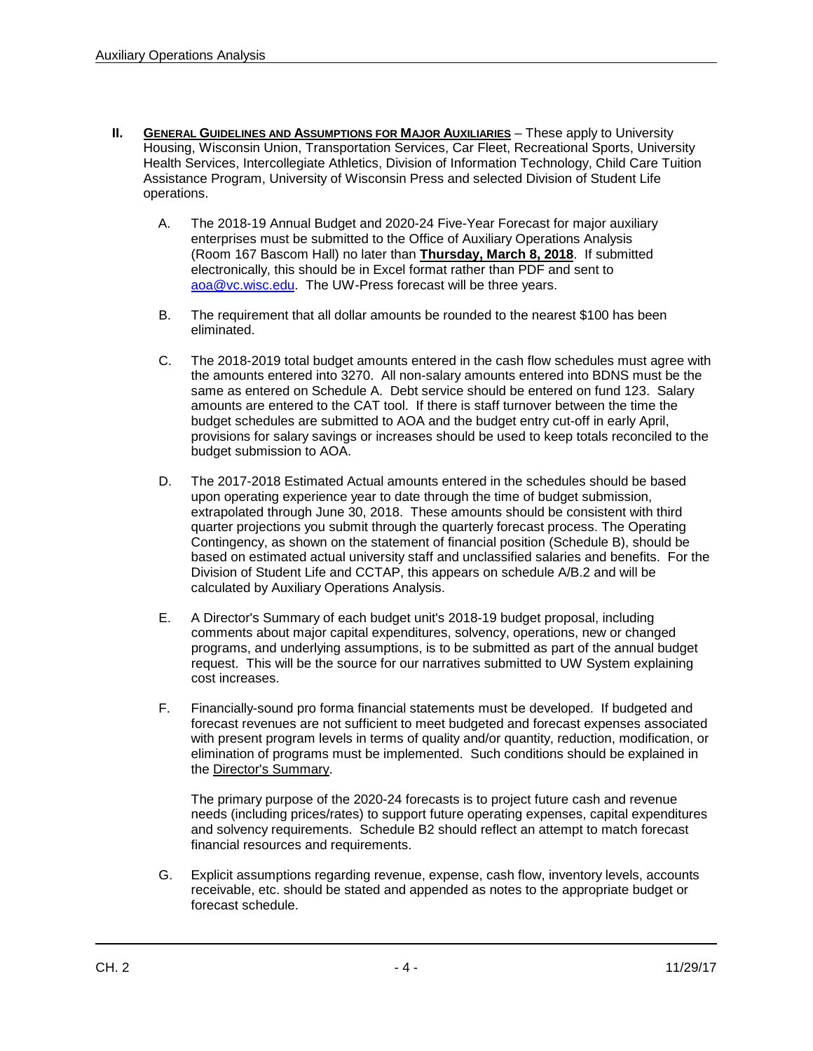## II. **General Guidelines and Assumptions for Major Auxiliaries** – These apply to University Housing, Wisconsin Union, Transportation Services, Car Fleet, Recreational Sports, University Health Services, Intercollegiate Athletics, Division of Information Technology, Child Care Tuition Assistance Program, University of Wisconsin Press and selected Division of Student Life operations.

A. The 2018-19 Annual Budget and 2020-24 Five-Year Forecast for major auxiliary enterprises must be submitted to the Office of Auxiliary Operations Analysis (Room 167 Bascom Hall) no later than **Thursday, March 8, 2018**. If submitted electronically, this should be in Excel format rather than PDF and sent to aoa@vc.wisc.edu. The UW-Press forecast will be three years.

B. The requirement that all dollar amounts be rounded to the nearest $100 has been eliminated.

C. The 2018-2019 total budget amounts entered in the cash flow schedules must agree with the amounts entered into 3270. All non-salary amounts entered into BDNS must be the same as entered on Schedule A. Debt service should be entered on fund 123. Salary amounts are entered to the CAT tool. If there is staff turnover between the time the budget schedules are submitted to AOA and the budget entry cut-off in early April, provisions for salary savings or increases should be used to keep totals reconciled to the budget submission to AOA.

D. The 2017-2018 Estimated Actual amounts entered in the schedules should be based upon operating experience year to date through the time of budget submission, extrapolated through June 30, 2018. These amounts should be consistent with third quarter projections you submit through the quarterly forecast process. The Operating Contingency, as shown on the statement of financial position (Schedule B), should be based on estimated actual university staff and unclassified salaries and benefits. For the Division of Student Life and CCTAP, this appears on schedule A/B.2 and will be calculated by Auxiliary Operations Analysis.

E. A Director's Summary of each budget unit's 2018-19 budget proposal, including comments about major capital expenditures, solvency, operations, new or changed programs, and underlying assumptions, is to be submitted as part of the annual budget request. This will be the source for our narratives submitted to UW System explaining cost increases.

F. Financially-sound pro forma financial statements must be developed. If budgeted and forecast revenues are not sufficient to meet budgeted and forecast expenses associated with present program levels in terms of quality and/or quantity, reduction, modification, or elimination of programs must be implemented. Such conditions should be explained in the Director's Summary.

   The primary purpose of the 2020-24 forecasts is to project future cash and revenue needs (including prices/rates) to support future operating expenses, capital expenditures and solvency requirements. Schedule B2 should reflect an attempt to match forecast financial resources and requirements.

G. Explicit assumptions regarding revenue, expense, cash flow, inventory levels, accounts receivable, etc. should be stated and appended as notes to the appropriate budget or forecast schedule.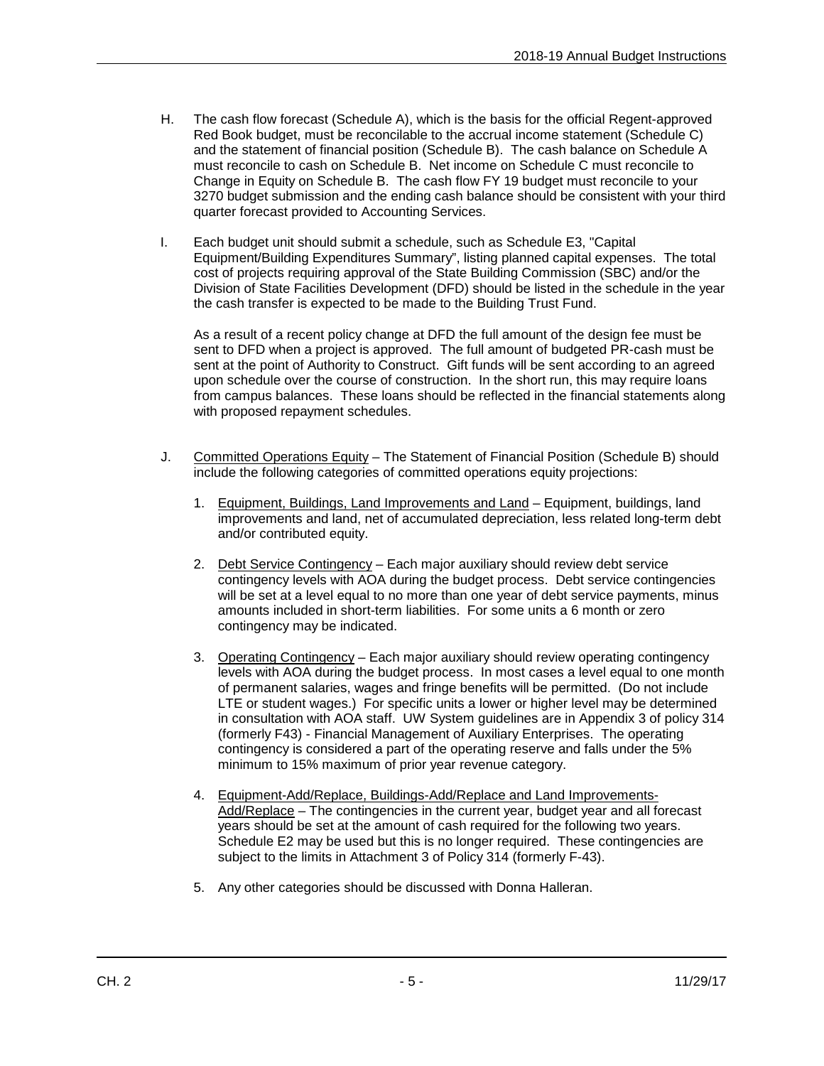H. The cash flow forecast (Schedule A), which is the basis for the official Regent-approved Red Book budget, must be reconcilable to the accrual income statement (Schedule C) and the statement of financial position (Schedule B). The cash balance on Schedule A must reconcile to cash on Schedule B. Net income on Schedule C must reconcile to Change in Equity on Schedule B. The cash flow FY 19 budget must reconcile to your 3270 budget submission and the ending cash balance should be consistent with your third quarter forecast provided to Accounting Services.

I. Each budget unit should submit a schedule, such as Schedule E3, "Capital Equipment/Building Expenditures Summary", listing planned capital expenses. The total cost of projects requiring approval of the State Building Commission (SBC) and/or the Division of State Facilities Development (DFD) should be listed in the schedule in the year the cash transfer is expected to be made to the Building Trust Fund.

   As a result of a recent policy change at DFD the full amount of the design fee must be sent to DFD when a project is approved. The full amount of budgeted PR-cash must be sent at the point of Authority to Construct. Gift funds will be sent according to an agreed upon schedule over the course of construction. In the short run, this may require loans from campus balances. These loans should be reflected in the financial statements along with proposed repayment schedules.

J. <u>Committed Operations Equity</u> – The Statement of Financial Position (Schedule B) should include the following categories of committed operations equity projections:

   1. <u>Equipment, Buildings, Land Improvements and Land</u> – Equipment, buildings, land improvements and land, net of accumulated depreciation, less related long-term debt and/or contributed equity.

   2. <u>Debt Service Contingency</u> – Each major auxiliary should review debt service contingency levels with AOA during the budget process. Debt service contingencies will be set at a level equal to no more than one year of debt service payments, minus amounts included in short-term liabilities. For some units a 6 month or zero contingency may be indicated.

   3. <u>Operating Contingency</u> – Each major auxiliary should review operating contingency levels with AOA during the budget process. In most cases a level equal to one month of permanent salaries, wages and fringe benefits will be permitted. (Do not include LTE or student wages.) For specific units a lower or higher level may be determined in consultation with AOA staff. UW System guidelines are in Appendix 3 of policy 314 (formerly F43) - Financial Management of Auxiliary Enterprises. The operating contingency is considered a part of the operating reserve and falls under the 5% minimum to 15% maximum of prior year revenue category.

   4. <u>Equipment-Add/Replace, Buildings-Add/Replace and Land Improvements-Add/Replace</u> – The contingencies in the current year, budget year and all forecast years should be set at the amount of cash required for the following two years. Schedule E2 may be used but this is no longer required. These contingencies are subject to the limits in Attachment 3 of Policy 314 (formerly F-43).

   5. Any other categories should be discussed with Donna Halleran.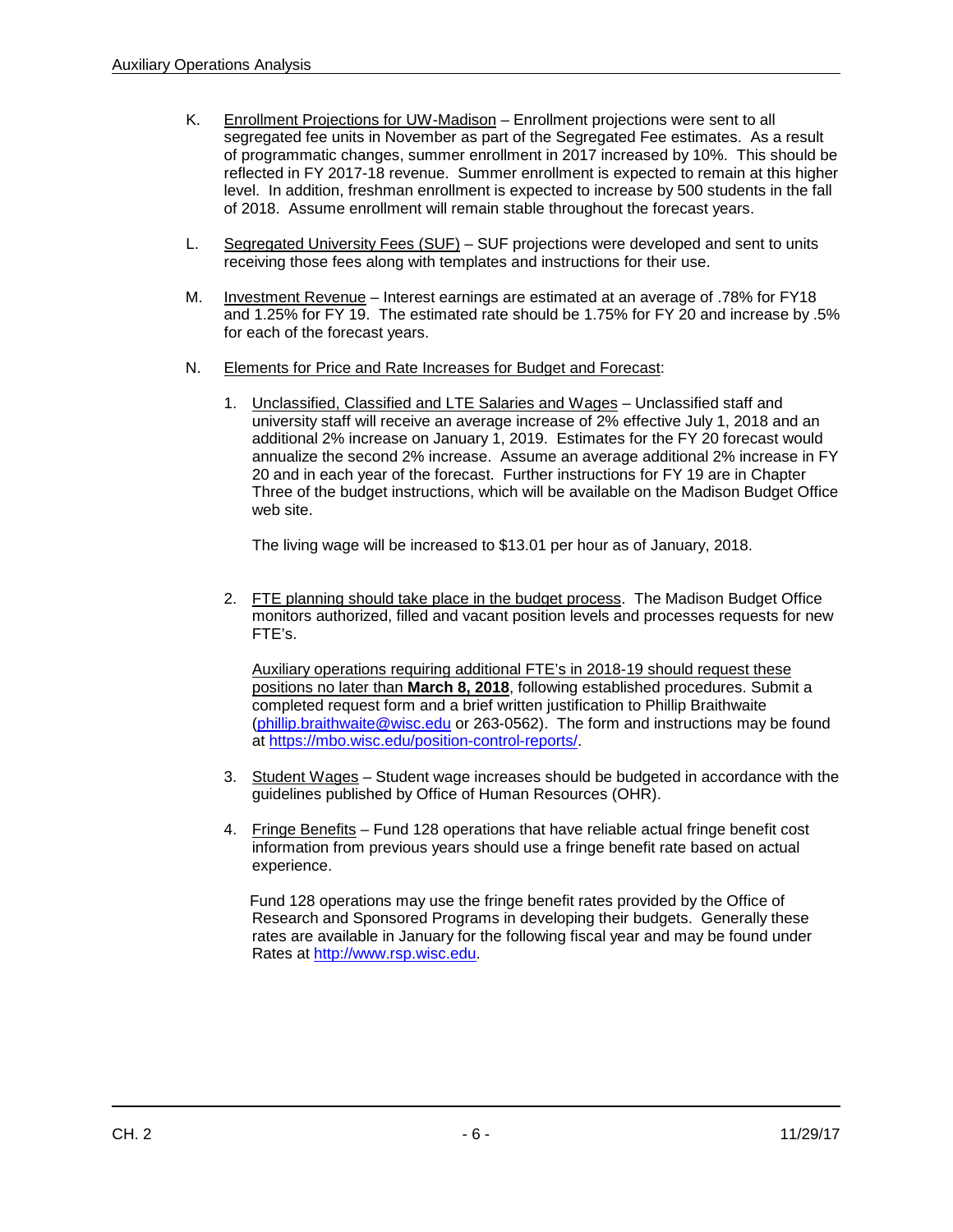K. Enrollment Projections for UW-Madison – Enrollment projections were sent to all segregated fee units in November as part of the Segregated Fee estimates. As a result of programmatic changes, summer enrollment in 2017 increased by 10%. This should be reflected in FY 2017-18 revenue. Summer enrollment is expected to remain at this higher level. In addition, freshman enrollment is expected to increase by 500 students in the fall of 2018. Assume enrollment will remain stable throughout the forecast years.

L. Segregated University Fees (SUF) – SUF projections were developed and sent to units receiving those fees along with templates and instructions for their use.

M. Investment Revenue – Interest earnings are estimated at an average of .78% for FY18 and 1.25% for FY 19. The estimated rate should be 1.75% for FY 20 and increase by .5% for each of the forecast years.

N. Elements for Price and Rate Increases for Budget and Forecast:

1. Unclassified, Classified and LTE Salaries and Wages – Unclassified staff and university staff will receive an average increase of 2% effective July 1, 2018 and an additional 2% increase on January 1, 2019. Estimates for the FY 20 forecast would annualize the second 2% increase. Assume an average additional 2% increase in FY 20 and in each year of the forecast. Further instructions for FY 19 are in Chapter Three of the budget instructions, which will be available on the Madison Budget Office web site.

   The living wage will be increased to $13.01 per hour as of January, 2018.

2. FTE planning should take place in the budget process. The Madison Budget Office monitors authorized, filled and vacant position levels and processes requests for new FTE's.

   Auxiliary operations requiring additional FTE's in 2018-19 should request these positions no later than **March 8, 2018**, following established procedures. Submit a completed request form and a brief written justification to Phillip Braithwaite (phillip.braithwaite@wisc.edu or 263-0562). The form and instructions may be found at https://mbo.wisc.edu/position-control-reports/.

3. Student Wages – Student wage increases should be budgeted in accordance with the guidelines published by Office of Human Resources (OHR).

4. Fringe Benefits – Fund 128 operations that have reliable actual fringe benefit cost information from previous years should use a fringe benefit rate based on actual experience.

   Fund 128 operations may use the fringe benefit rates provided by the Office of Research and Sponsored Programs in developing their budgets. Generally these rates are available in January for the following fiscal year and may be found under Rates at http://www.rsp.wisc.edu.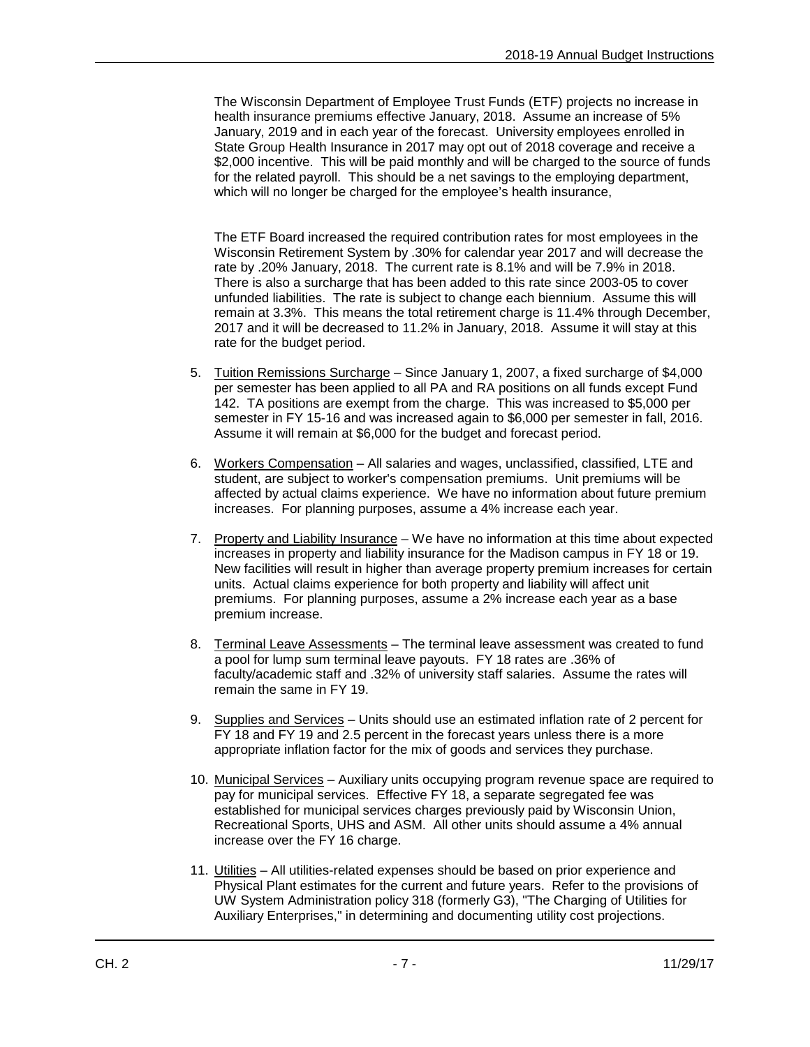The Wisconsin Department of Employee Trust Funds (ETF) projects no increase in health insurance premiums effective January, 2018. Assume an increase of 5% January, 2019 and in each year of the forecast. University employees enrolled in State Group Health Insurance in 2017 may opt out of 2018 coverage and receive a $2,000 incentive. This will be paid monthly and will be charged to the source of funds for the related payroll. This should be a net savings to the employing department, which will no longer be charged for the employee's health insurance,

The ETF Board increased the required contribution rates for most employees in the Wisconsin Retirement System by .30% for calendar year 2017 and will decrease the rate by .20% January, 2018. The current rate is 8.1% and will be 7.9% in 2018. There is also a surcharge that has been added to this rate since 2003-05 to cover unfunded liabilities. The rate is subject to change each biennium. Assume this will remain at 3.3%. This means the total retirement charge is 11.4% through December, 2017 and it will be decreased to 11.2% in January, 2018. Assume it will stay at this rate for the budget period.

5. Tuition Remissions Surcharge – Since January 1, 2007, a fixed surcharge of $4,000 per semester has been applied to all PA and RA positions on all funds except Fund 142. TA positions are exempt from the charge. This was increased to $5,000 per semester in FY 15-16 and was increased again to $6,000 per semester in fall, 2016. Assume it will remain at $6,000 for the budget and forecast period.

6. Workers Compensation – All salaries and wages, unclassified, classified, LTE and student, are subject to worker's compensation premiums. Unit premiums will be affected by actual claims experience. We have no information about future premium increases. For planning purposes, assume a 4% increase each year.

7. Property and Liability Insurance – We have no information at this time about expected increases in property and liability insurance for the Madison campus in FY 18 or 19. New facilities will result in higher than average property premium increases for certain units. Actual claims experience for both property and liability will affect unit premiums. For planning purposes, assume a 2% increase each year as a base premium increase.

8. Terminal Leave Assessments – The terminal leave assessment was created to fund a pool for lump sum terminal leave payouts. FY 18 rates are .36% of faculty/academic staff and .32% of university staff salaries. Assume the rates will remain the same in FY 19.

9. Supplies and Services – Units should use an estimated inflation rate of 2 percent for FY 18 and FY 19 and 2.5 percent in the forecast years unless there is a more appropriate inflation factor for the mix of goods and services they purchase.

10. Municipal Services – Auxiliary units occupying program revenue space are required to pay for municipal services. Effective FY 18, a separate segregated fee was established for municipal services charges previously paid by Wisconsin Union, Recreational Sports, UHS and ASM. All other units should assume a 4% annual increase over the FY 16 charge.

11. Utilities – All utilities-related expenses should be based on prior experience and Physical Plant estimates for the current and future years. Refer to the provisions of UW System Administration policy 318 (formerly G3), "The Charging of Utilities for Auxiliary Enterprises," in determining and documenting utility cost projections.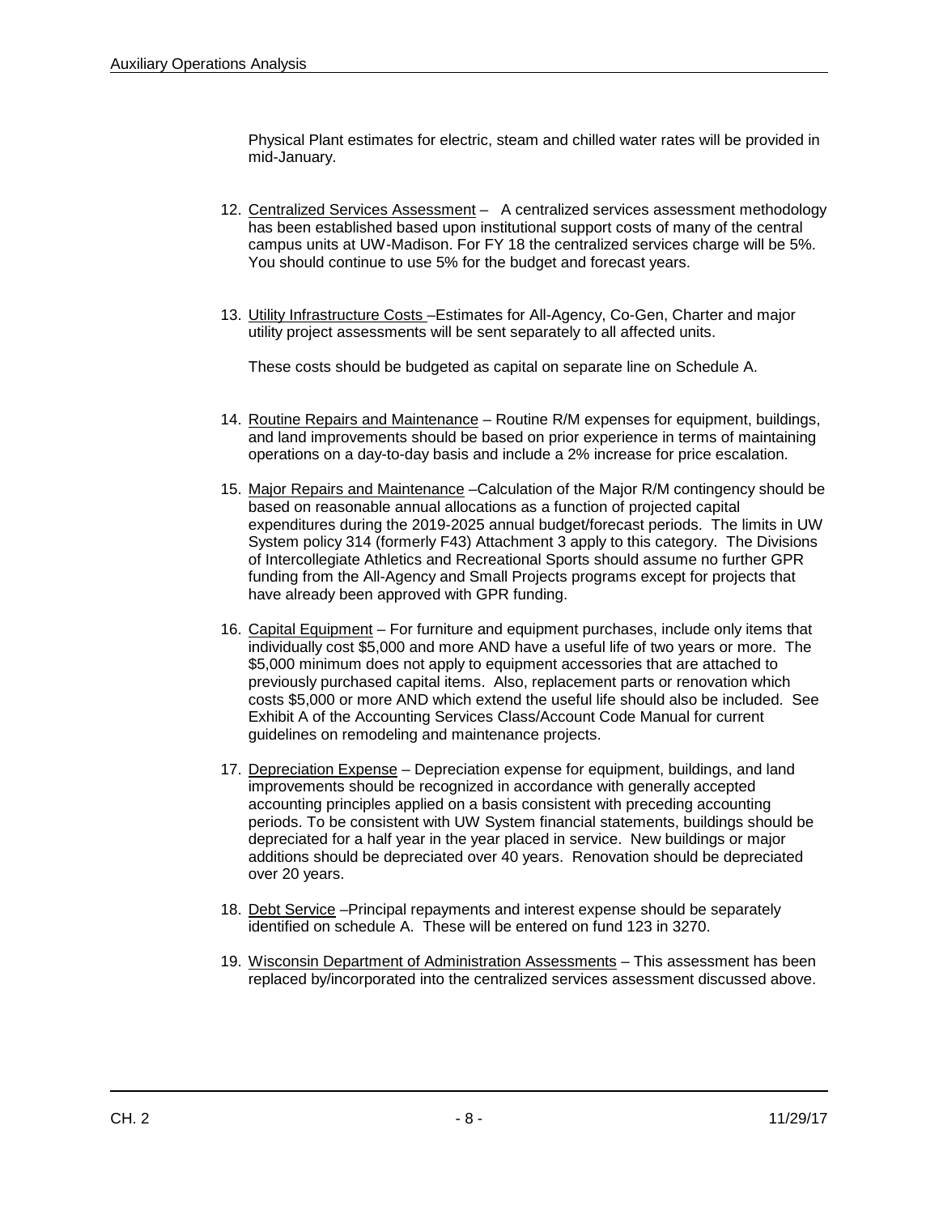Physical Plant estimates for electric, steam and chilled water rates will be provided in mid-January.

12. Centralized Services Assessment – A centralized services assessment methodology has been established based upon institutional support costs of many of the central campus units at UW-Madison. For FY 18 the centralized services charge will be 5%. You should continue to use 5% for the budget and forecast years.

13. Utility Infrastructure Costs –Estimates for All-Agency, Co-Gen, Charter and major utility project assessments will be sent separately to all affected units.

    These costs should be budgeted as capital on separate line on Schedule A.

14. Routine Repairs and Maintenance – Routine R/M expenses for equipment, buildings, and land improvements should be based on prior experience in terms of maintaining operations on a day-to-day basis and include a 2% increase for price escalation.

15. Major Repairs and Maintenance –Calculation of the Major R/M contingency should be based on reasonable annual allocations as a function of projected capital expenditures during the 2019-2025 annual budget/forecast periods. The limits in UW System policy 314 (formerly F43) Attachment 3 apply to this category. The Divisions of Intercollegiate Athletics and Recreational Sports should assume no further GPR funding from the All-Agency and Small Projects programs except for projects that have already been approved with GPR funding.

16. Capital Equipment – For furniture and equipment purchases, include only items that individually cost $5,000 and more AND have a useful life of two years or more. The $5,000 minimum does not apply to equipment accessories that are attached to previously purchased capital items. Also, replacement parts or renovation which costs $5,000 or more AND which extend the useful life should also be included. See Exhibit A of the Accounting Services Class/Account Code Manual for current guidelines on remodeling and maintenance projects.

17. Depreciation Expense – Depreciation expense for equipment, buildings, and land improvements should be recognized in accordance with generally accepted accounting principles applied on a basis consistent with preceding accounting periods. To be consistent with UW System financial statements, buildings should be depreciated for a half year in the year placed in service. New buildings or major additions should be depreciated over 40 years. Renovation should be depreciated over 20 years.

18. Debt Service –Principal repayments and interest expense should be separately identified on schedule A. These will be entered on fund 123 in 3270.

19. Wisconsin Department of Administration Assessments – This assessment has been replaced by/incorporated into the centralized services assessment discussed above.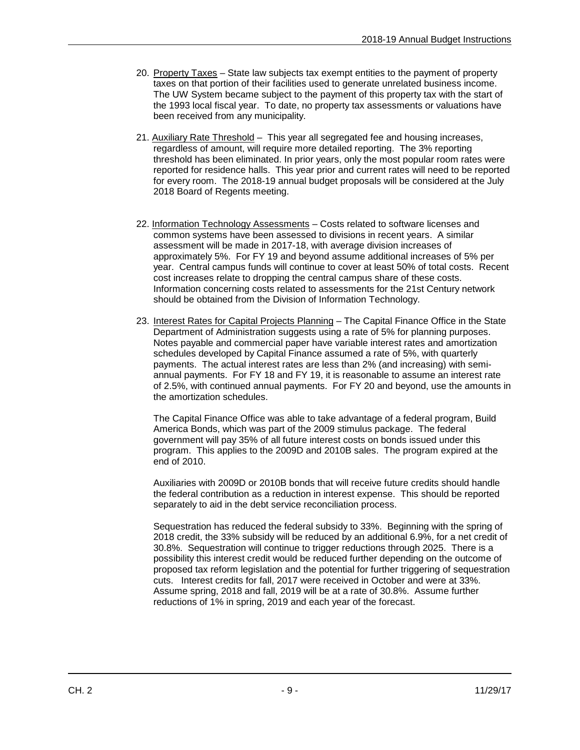20. <u>Property Taxes</u> – State law subjects tax exempt entities to the payment of property taxes on that portion of their facilities used to generate unrelated business income. The UW System became subject to the payment of this property tax with the start of the 1993 local fiscal year. To date, no property tax assessments or valuations have been received from any municipality.

21. <u>Auxiliary Rate Threshold</u> – This year all segregated fee and housing increases, regardless of amount, will require more detailed reporting. The 3% reporting threshold has been eliminated. In prior years, only the most popular room rates were reported for residence halls. This year prior and current rates will need to be reported for every room. The 2018-19 annual budget proposals will be considered at the July 2018 Board of Regents meeting.

22. <u>Information Technology Assessments</u> – Costs related to software licenses and common systems have been assessed to divisions in recent years. A similar assessment will be made in 2017-18, with average division increases of approximately 5%. For FY 19 and beyond assume additional increases of 5% per year. Central campus funds will continue to cover at least 50% of total costs. Recent cost increases relate to dropping the central campus share of these costs. Information concerning costs related to assessments for the 21st Century network should be obtained from the Division of Information Technology.

23. <u>Interest Rates for Capital Projects Planning</u> – The Capital Finance Office in the State Department of Administration suggests using a rate of 5% for planning purposes. Notes payable and commercial paper have variable interest rates and amortization schedules developed by Capital Finance assumed a rate of 5%, with quarterly payments. The actual interest rates are less than 2% (and increasing) with semi-annual payments. For FY 18 and FY 19, it is reasonable to assume an interest rate of 2.5%, with continued annual payments. For FY 20 and beyond, use the amounts in the amortization schedules.

    The Capital Finance Office was able to take advantage of a federal program, Build America Bonds, which was part of the 2009 stimulus package. The federal government will pay 35% of all future interest costs on bonds issued under this program. This applies to the 2009D and 2010B sales. The program expired at the end of 2010.

    Auxiliaries with 2009D or 2010B bonds that will receive future credits should handle the federal contribution as a reduction in interest expense. This should be reported separately to aid in the debt service reconciliation process.

    Sequestration has reduced the federal subsidy to 33%. Beginning with the spring of 2018 credit, the 33% subsidy will be reduced by an additional 6.9%, for a net credit of 30.8%. Sequestration will continue to trigger reductions through 2025. There is a possibility this interest credit would be reduced further depending on the outcome of proposed tax reform legislation and the potential for further triggering of sequestration cuts. Interest credits for fall, 2017 were received in October and were at 33%. Assume spring, 2018 and fall, 2019 will be at a rate of 30.8%. Assume further reductions of 1% in spring, 2019 and each year of the forecast.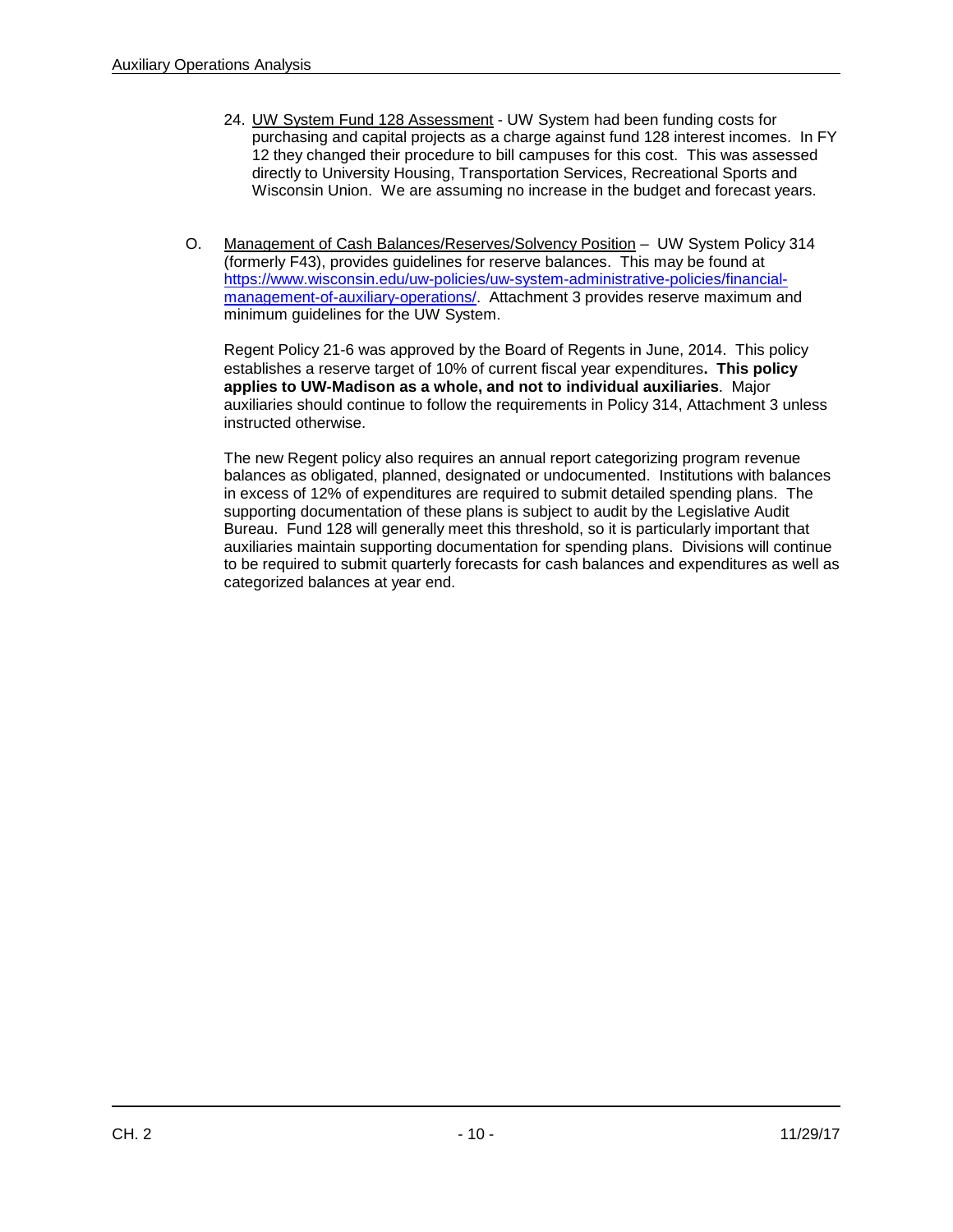24. UW System Fund 128 Assessment - UW System had been funding costs for purchasing and capital projects as a charge against fund 128 interest incomes. In FY 12 they changed their procedure to bill campuses for this cost. This was assessed directly to University Housing, Transportation Services, Recreational Sports and Wisconsin Union. We are assuming no increase in the budget and forecast years.

O. Management of Cash Balances/Reserves/Solvency Position – UW System Policy 314 (formerly F43), provides guidelines for reserve balances. This may be found at [https://www.wisconsin.edu/uw-policies/uw-system-administrative-policies/financial-management-of-auxiliary-operations/](https://www.wisconsin.edu/uw-policies/uw-system-administrative-policies/financial-management-of-auxiliary-operations/). Attachment 3 provides reserve maximum and minimum guidelines for the UW System.

Regent Policy 21-6 was approved by the Board of Regents in June, 2014. This policy establishes a reserve target of 10% of current fiscal year expenditures**. This policy applies to UW-Madison as a whole, and not to individual auxiliaries**. Major auxiliaries should continue to follow the requirements in Policy 314, Attachment 3 unless instructed otherwise.

The new Regent policy also requires an annual report categorizing program revenue balances as obligated, planned, designated or undocumented. Institutions with balances in excess of 12% of expenditures are required to submit detailed spending plans. The supporting documentation of these plans is subject to audit by the Legislative Audit Bureau. Fund 128 will generally meet this threshold, so it is particularly important that auxiliaries maintain supporting documentation for spending plans. Divisions will continue to be required to submit quarterly forecasts for cash balances and expenditures as well as categorized balances at year end.